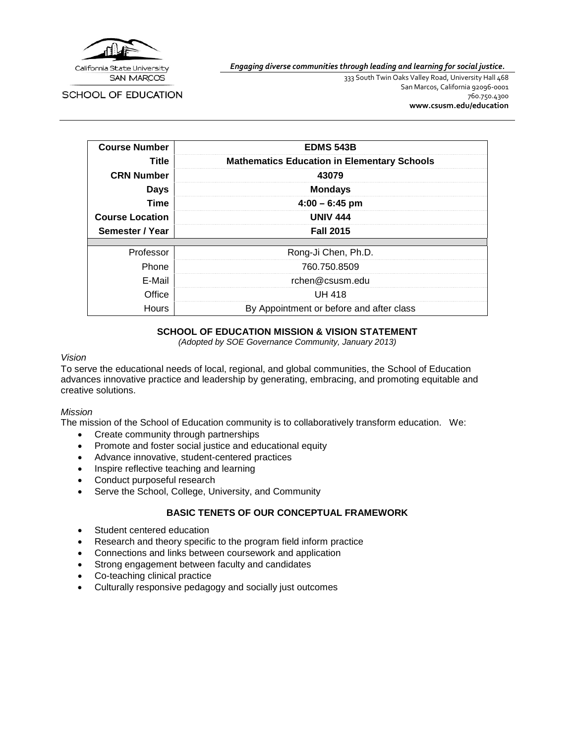California State University
SAN MARCOS

SCHOOL OF EDUCATION

*Engaging diverse communities through leading and learning for social justice.*

333 South Twin Oaks Valley Road, University Hall 468
San Marcos, California 92096-0001
760.750.4300
**www.csusm.edu/education**

| | |
|---|---|
| **Course Number** | **EDMS 543B** |
| **Title** | **Mathematics Education in Elementary Schools** |
| **CRN Number** | **43079** |
| **Days** | **Mondays** |
| **Time** | **4:00 – 6:45 pm** |
| **Course Location** | **UNIV 444** |
| **Semester / Year** | **Fall 2015** |
| | |
| Professor | Rong-Ji Chen, Ph.D. |
| Phone | 760.750.8509 |
| E-Mail | rchen@csusm.edu |
| Office | UH 418 |
| Hours | By Appointment or before and after class |

## SCHOOL OF EDUCATION MISSION & VISION STATEMENT

*(Adopted by SOE Governance Community, January 2013)*

*Vision*

To serve the educational needs of local, regional, and global communities, the School of Education advances innovative practice and leadership by generating, embracing, and promoting equitable and creative solutions.

*Mission*

The mission of the School of Education community is to collaboratively transform education. We:

- Create community through partnerships
- Promote and foster social justice and educational equity
- Advance innovative, student-centered practices
- Inspire reflective teaching and learning
- Conduct purposeful research
- Serve the School, College, University, and Community

## BASIC TENETS OF OUR CONCEPTUAL FRAMEWORK

- Student centered education
- Research and theory specific to the program field inform practice
- Connections and links between coursework and application
- Strong engagement between faculty and candidates
- Co-teaching clinical practice
- Culturally responsive pedagogy and socially just outcomes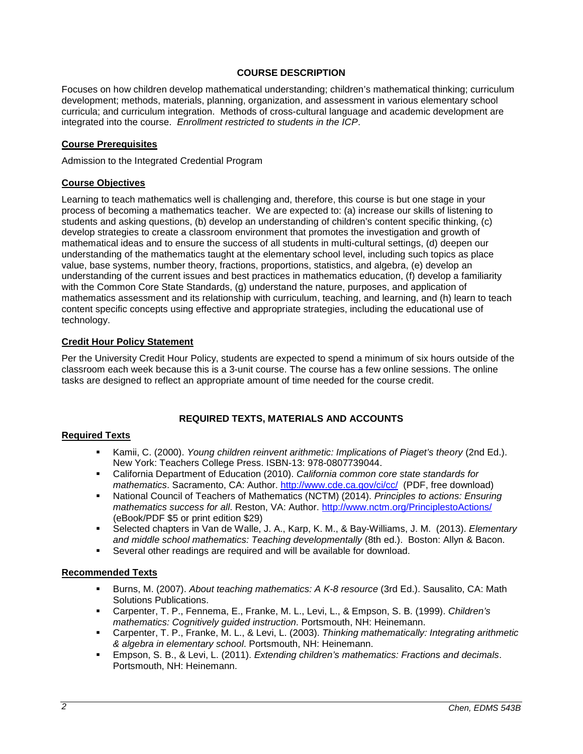## COURSE DESCRIPTION

Focuses on how children develop mathematical understanding; children's mathematical thinking; curriculum development; methods, materials, planning, organization, and assessment in various elementary school curricula; and curriculum integration. Methods of cross-cultural language and academic development are integrated into the course. *Enrollment restricted to students in the ICP*.

### Course Prerequisites

Admission to the Integrated Credential Program

### Course Objectives

Learning to teach mathematics well is challenging and, therefore, this course is but one stage in your process of becoming a mathematics teacher. We are expected to: (a) increase our skills of listening to students and asking questions, (b) develop an understanding of children's content specific thinking, (c) develop strategies to create a classroom environment that promotes the investigation and growth of mathematical ideas and to ensure the success of all students in multi-cultural settings, (d) deepen our understanding of the mathematics taught at the elementary school level, including such topics as place value, base systems, number theory, fractions, proportions, statistics, and algebra, (e) develop an understanding of the current issues and best practices in mathematics education, (f) develop a familiarity with the Common Core State Standards, (g) understand the nature, purposes, and application of mathematics assessment and its relationship with curriculum, teaching, and learning, and (h) learn to teach content specific concepts using effective and appropriate strategies, including the educational use of technology.

### Credit Hour Policy Statement

Per the University Credit Hour Policy, students are expected to spend a minimum of six hours outside of the classroom each week because this is a 3-unit course. The course has a few online sessions. The online tasks are designed to reflect an appropriate amount of time needed for the course credit.

## REQUIRED TEXTS, MATERIALS AND ACCOUNTS

### Required Texts

- Kamii, C. (2000). *Young children reinvent arithmetic: Implications of Piaget's theory* (2nd Ed.). New York: Teachers College Press. ISBN-13: 978-0807739044.
- California Department of Education (2010). *California common core state standards for mathematics*. Sacramento, CA: Author. http://www.cde.ca.gov/ci/cc/ (PDF, free download)
- National Council of Teachers of Mathematics (NCTM) (2014). *Principles to actions: Ensuring mathematics success for all*. Reston, VA: Author. http://www.nctm.org/PrinciplestoActions/ (eBook/PDF $5 or print edition $29)
- Selected chapters in Van de Walle, J. A., Karp, K. M., & Bay-Williams, J. M. (2013). *Elementary and middle school mathematics: Teaching developmentally* (8th ed.). Boston: Allyn & Bacon.
- Several other readings are required and will be available for download.

### Recommended Texts

- Burns, M. (2007). *About teaching mathematics: A K-8 resource* (3rd Ed.). Sausalito, CA: Math Solutions Publications.
- Carpenter, T. P., Fennema, E., Franke, M. L., Levi, L., & Empson, S. B. (1999). *Children's mathematics: Cognitively guided instruction*. Portsmouth, NH: Heinemann.
- Carpenter, T. P., Franke, M. L., & Levi, L. (2003). *Thinking mathematically: Integrating arithmetic & algebra in elementary school*. Portsmouth, NH: Heinemann.
- Empson, S. B., & Levi, L. (2011). *Extending children's mathematics: Fractions and decimals*. Portsmouth, NH: Heinemann.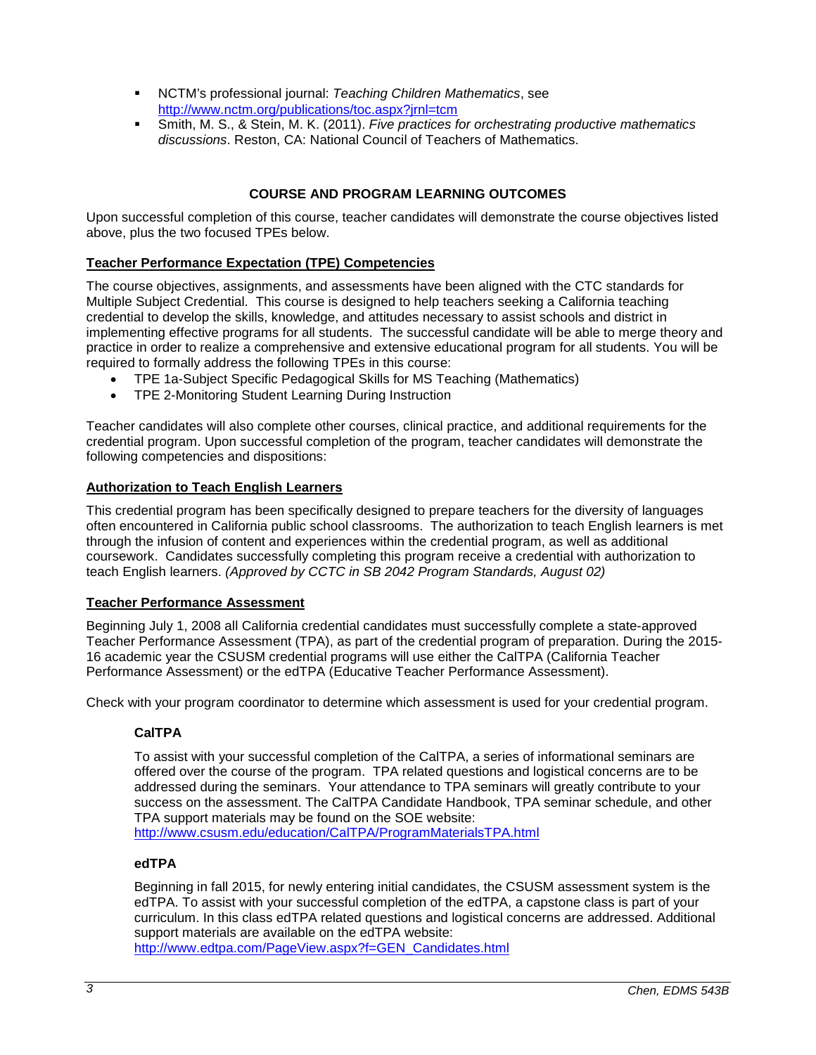- NCTM's professional journal: *Teaching Children Mathematics*, see http://www.nctm.org/publications/toc.aspx?jrnl=tcm
- Smith, M. S., & Stein, M. K. (2011). *Five practices for orchestrating productive mathematics discussions*. Reston, CA: National Council of Teachers of Mathematics.

## COURSE AND PROGRAM LEARNING OUTCOMES

Upon successful completion of this course, teacher candidates will demonstrate the course objectives listed above, plus the two focused TPEs below.

### Teacher Performance Expectation (TPE) Competencies

The course objectives, assignments, and assessments have been aligned with the CTC standards for Multiple Subject Credential. This course is designed to help teachers seeking a California teaching credential to develop the skills, knowledge, and attitudes necessary to assist schools and district in implementing effective programs for all students. The successful candidate will be able to merge theory and practice in order to realize a comprehensive and extensive educational program for all students. You will be required to formally address the following TPEs in this course:

- TPE 1a-Subject Specific Pedagogical Skills for MS Teaching (Mathematics)
- TPE 2-Monitoring Student Learning During Instruction

Teacher candidates will also complete other courses, clinical practice, and additional requirements for the credential program. Upon successful completion of the program, teacher candidates will demonstrate the following competencies and dispositions:

### Authorization to Teach English Learners

This credential program has been specifically designed to prepare teachers for the diversity of languages often encountered in California public school classrooms. The authorization to teach English learners is met through the infusion of content and experiences within the credential program, as well as additional coursework. Candidates successfully completing this program receive a credential with authorization to teach English learners. *(Approved by CCTC in SB 2042 Program Standards, August 02)*

### Teacher Performance Assessment

Beginning July 1, 2008 all California credential candidates must successfully complete a state-approved Teacher Performance Assessment (TPA), as part of the credential program of preparation. During the 2015-16 academic year the CSUSM credential programs will use either the CalTPA (California Teacher Performance Assessment) or the edTPA (Educative Teacher Performance Assessment).

Check with your program coordinator to determine which assessment is used for your credential program.

#### CalTPA

To assist with your successful completion of the CalTPA, a series of informational seminars are offered over the course of the program. TPA related questions and logistical concerns are to be addressed during the seminars. Your attendance to TPA seminars will greatly contribute to your success on the assessment. The CalTPA Candidate Handbook, TPA seminar schedule, and other TPA support materials may be found on the SOE website: http://www.csusm.edu/education/CalTPA/ProgramMaterialsTPA.html

#### edTPA

Beginning in fall 2015, for newly entering initial candidates, the CSUSM assessment system is the edTPA. To assist with your successful completion of the edTPA, a capstone class is part of your curriculum. In this class edTPA related questions and logistical concerns are addressed. Additional support materials are available on the edTPA website: http://www.edtpa.com/PageView.aspx?f=GEN_Candidates.html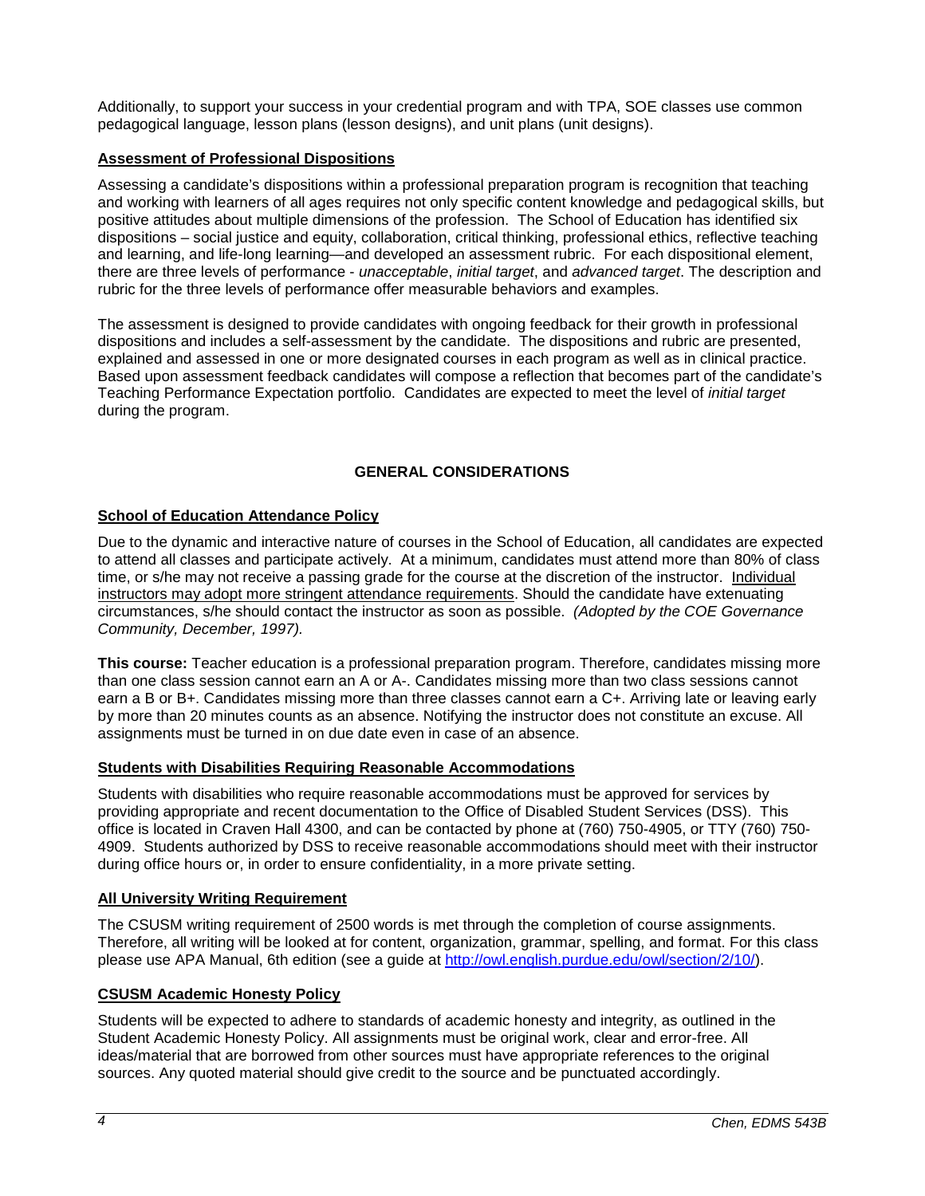Additionally, to support your success in your credential program and with TPA, SOE classes use common pedagogical language, lesson plans (lesson designs), and unit plans (unit designs).

### Assessment of Professional Dispositions

Assessing a candidate's dispositions within a professional preparation program is recognition that teaching and working with learners of all ages requires not only specific content knowledge and pedagogical skills, but positive attitudes about multiple dimensions of the profession. The School of Education has identified six dispositions – social justice and equity, collaboration, critical thinking, professional ethics, reflective teaching and learning, and life-long learning—and developed an assessment rubric. For each dispositional element, there are three levels of performance - *unacceptable*, *initial target*, and *advanced target*. The description and rubric for the three levels of performance offer measurable behaviors and examples.

The assessment is designed to provide candidates with ongoing feedback for their growth in professional dispositions and includes a self-assessment by the candidate. The dispositions and rubric are presented, explained and assessed in one or more designated courses in each program as well as in clinical practice. Based upon assessment feedback candidates will compose a reflection that becomes part of the candidate's Teaching Performance Expectation portfolio. Candidates are expected to meet the level of *initial target* during the program.

## GENERAL CONSIDERATIONS

### School of Education Attendance Policy

Due to the dynamic and interactive nature of courses in the School of Education, all candidates are expected to attend all classes and participate actively. At a minimum, candidates must attend more than 80% of class time, or s/he may not receive a passing grade for the course at the discretion of the instructor. Individual instructors may adopt more stringent attendance requirements. Should the candidate have extenuating circumstances, s/he should contact the instructor as soon as possible. *(Adopted by the COE Governance Community, December, 1997).*

**This course:** Teacher education is a professional preparation program. Therefore, candidates missing more than one class session cannot earn an A or A-. Candidates missing more than two class sessions cannot earn a B or B+. Candidates missing more than three classes cannot earn a C+. Arriving late or leaving early by more than 20 minutes counts as an absence. Notifying the instructor does not constitute an excuse. All assignments must be turned in on due date even in case of an absence.

### Students with Disabilities Requiring Reasonable Accommodations

Students with disabilities who require reasonable accommodations must be approved for services by providing appropriate and recent documentation to the Office of Disabled Student Services (DSS). This office is located in Craven Hall 4300, and can be contacted by phone at (760) 750-4905, or TTY (760) 750-4909. Students authorized by DSS to receive reasonable accommodations should meet with their instructor during office hours or, in order to ensure confidentiality, in a more private setting.

### All University Writing Requirement

The CSUSM writing requirement of 2500 words is met through the completion of course assignments. Therefore, all writing will be looked at for content, organization, grammar, spelling, and format. For this class please use APA Manual, 6th edition (see a guide at http://owl.english.purdue.edu/owl/section/2/10/).

### CSUSM Academic Honesty Policy

Students will be expected to adhere to standards of academic honesty and integrity, as outlined in the Student Academic Honesty Policy. All assignments must be original work, clear and error-free. All ideas/material that are borrowed from other sources must have appropriate references to the original sources. Any quoted material should give credit to the source and be punctuated accordingly.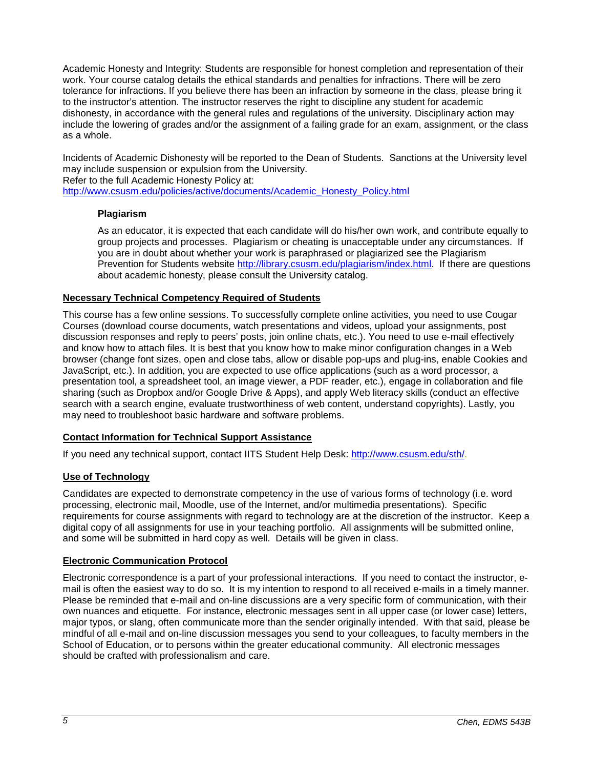Academic Honesty and Integrity: Students are responsible for honest completion and representation of their work. Your course catalog details the ethical standards and penalties for infractions. There will be zero tolerance for infractions. If you believe there has been an infraction by someone in the class, please bring it to the instructor's attention. The instructor reserves the right to discipline any student for academic dishonesty, in accordance with the general rules and regulations of the university. Disciplinary action may include the lowering of grades and/or the assignment of a failing grade for an exam, assignment, or the class as a whole.

Incidents of Academic Dishonesty will be reported to the Dean of Students. Sanctions at the University level may include suspension or expulsion from the University.
Refer to the full Academic Honesty Policy at:
http://www.csusm.edu/policies/active/documents/Academic_Honesty_Policy.html

### Plagiarism

As an educator, it is expected that each candidate will do his/her own work, and contribute equally to group projects and processes. Plagiarism or cheating is unacceptable under any circumstances. If you are in doubt about whether your work is paraphrased or plagiarized see the Plagiarism Prevention for Students website http://library.csusm.edu/plagiarism/index.html. If there are questions about academic honesty, please consult the University catalog.

## Necessary Technical Competency Required of Students

This course has a few online sessions. To successfully complete online activities, you need to use Cougar Courses (download course documents, watch presentations and videos, upload your assignments, post discussion responses and reply to peers' posts, join online chats, etc.). You need to use e-mail effectively and know how to attach files. It is best that you know how to make minor configuration changes in a Web browser (change font sizes, open and close tabs, allow or disable pop-ups and plug-ins, enable Cookies and JavaScript, etc.). In addition, you are expected to use office applications (such as a word processor, a presentation tool, a spreadsheet tool, an image viewer, a PDF reader, etc.), engage in collaboration and file sharing (such as Dropbox and/or Google Drive & Apps), and apply Web literacy skills (conduct an effective search with a search engine, evaluate trustworthiness of web content, understand copyrights). Lastly, you may need to troubleshoot basic hardware and software problems.

## Contact Information for Technical Support Assistance

If you need any technical support, contact IITS Student Help Desk: http://www.csusm.edu/sth/.

## Use of Technology

Candidates are expected to demonstrate competency in the use of various forms of technology (i.e. word processing, electronic mail, Moodle, use of the Internet, and/or multimedia presentations). Specific requirements for course assignments with regard to technology are at the discretion of the instructor. Keep a digital copy of all assignments for use in your teaching portfolio. All assignments will be submitted online, and some will be submitted in hard copy as well. Details will be given in class.

## Electronic Communication Protocol

Electronic correspondence is a part of your professional interactions. If you need to contact the instructor, e-mail is often the easiest way to do so. It is my intention to respond to all received e-mails in a timely manner. Please be reminded that e-mail and on-line discussions are a very specific form of communication, with their own nuances and etiquette. For instance, electronic messages sent in all upper case (or lower case) letters, major typos, or slang, often communicate more than the sender originally intended. With that said, please be mindful of all e-mail and on-line discussion messages you send to your colleagues, to faculty members in the School of Education, or to persons within the greater educational community. All electronic messages should be crafted with professionalism and care.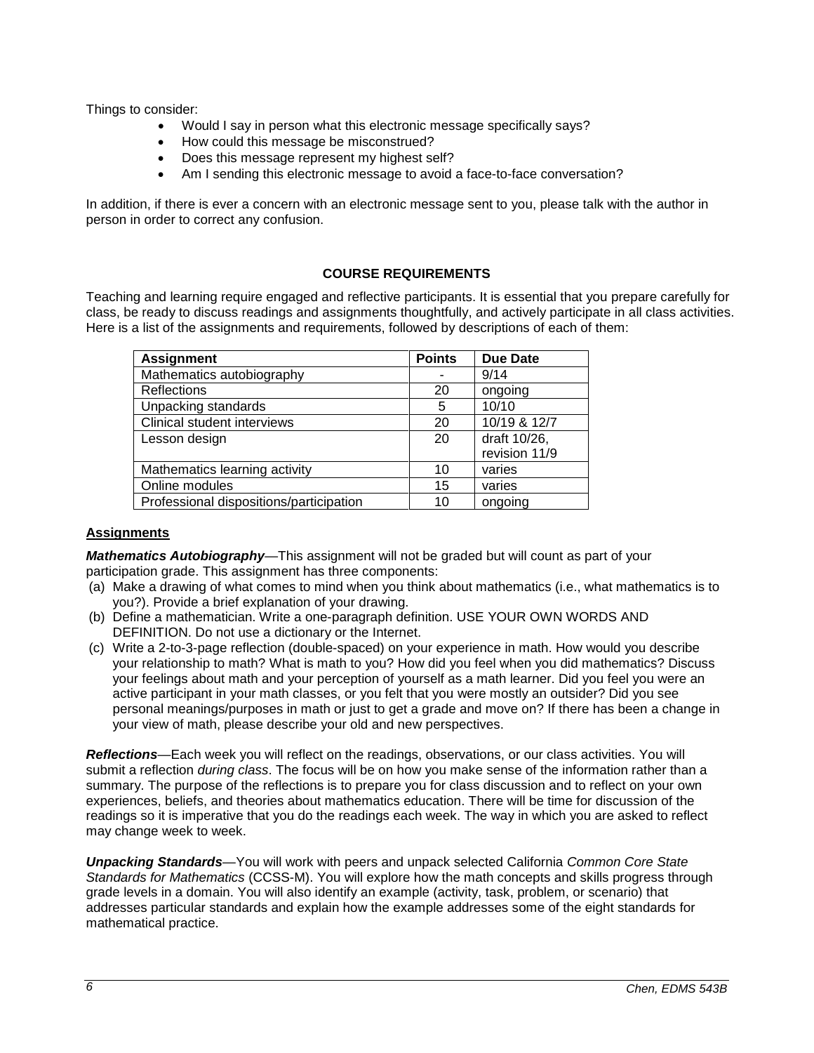Things to consider:

- Would I say in person what this electronic message specifically says?
- How could this message be misconstrued?
- Does this message represent my highest self?
- Am I sending this electronic message to avoid a face-to-face conversation?

In addition, if there is ever a concern with an electronic message sent to you, please talk with the author in person in order to correct any confusion.

## COURSE REQUIREMENTS

Teaching and learning require engaged and reflective participants. It is essential that you prepare carefully for class, be ready to discuss readings and assignments thoughtfully, and actively participate in all class activities. Here is a list of the assignments and requirements, followed by descriptions of each of them:

| Assignment | Points | Due Date |
|---|---|---|
| Mathematics autobiography | - | 9/14 |
| Reflections | 20 | ongoing |
| Unpacking standards | 5 | 10/10 |
| Clinical student interviews | 20 | 10/19 & 12/7 |
| Lesson design | 20 | draft 10/26, revision 11/9 |
| Mathematics learning activity | 10 | varies |
| Online modules | 15 | varies |
| Professional dispositions/participation | 10 | ongoing |

### Assignments

***Mathematics Autobiography***—This assignment will not be graded but will count as part of your participation grade. This assignment has three components:

(a) Make a drawing of what comes to mind when you think about mathematics (i.e., what mathematics is to you?). Provide a brief explanation of your drawing.

(b) Define a mathematician. Write a one-paragraph definition. USE YOUR OWN WORDS AND DEFINITION. Do not use a dictionary or the Internet.

(c) Write a 2-to-3-page reflection (double-spaced) on your experience in math. How would you describe your relationship to math? What is math to you? How did you feel when you did mathematics? Discuss your feelings about math and your perception of yourself as a math learner. Did you feel you were an active participant in your math classes, or you felt that you were mostly an outsider? Did you see personal meanings/purposes in math or just to get a grade and move on? If there has been a change in your view of math, please describe your old and new perspectives.

***Reflections***—Each week you will reflect on the readings, observations, or our class activities. You will submit a reflection *during class*. The focus will be on how you make sense of the information rather than a summary. The purpose of the reflections is to prepare you for class discussion and to reflect on your own experiences, beliefs, and theories about mathematics education. There will be time for discussion of the readings so it is imperative that you do the readings each week. The way in which you are asked to reflect may change week to week.

***Unpacking Standards***—You will work with peers and unpack selected California *Common Core State Standards for Mathematics* (CCSS-M). You will explore how the math concepts and skills progress through grade levels in a domain. You will also identify an example (activity, task, problem, or scenario) that addresses particular standards and explain how the example addresses some of the eight standards for mathematical practice.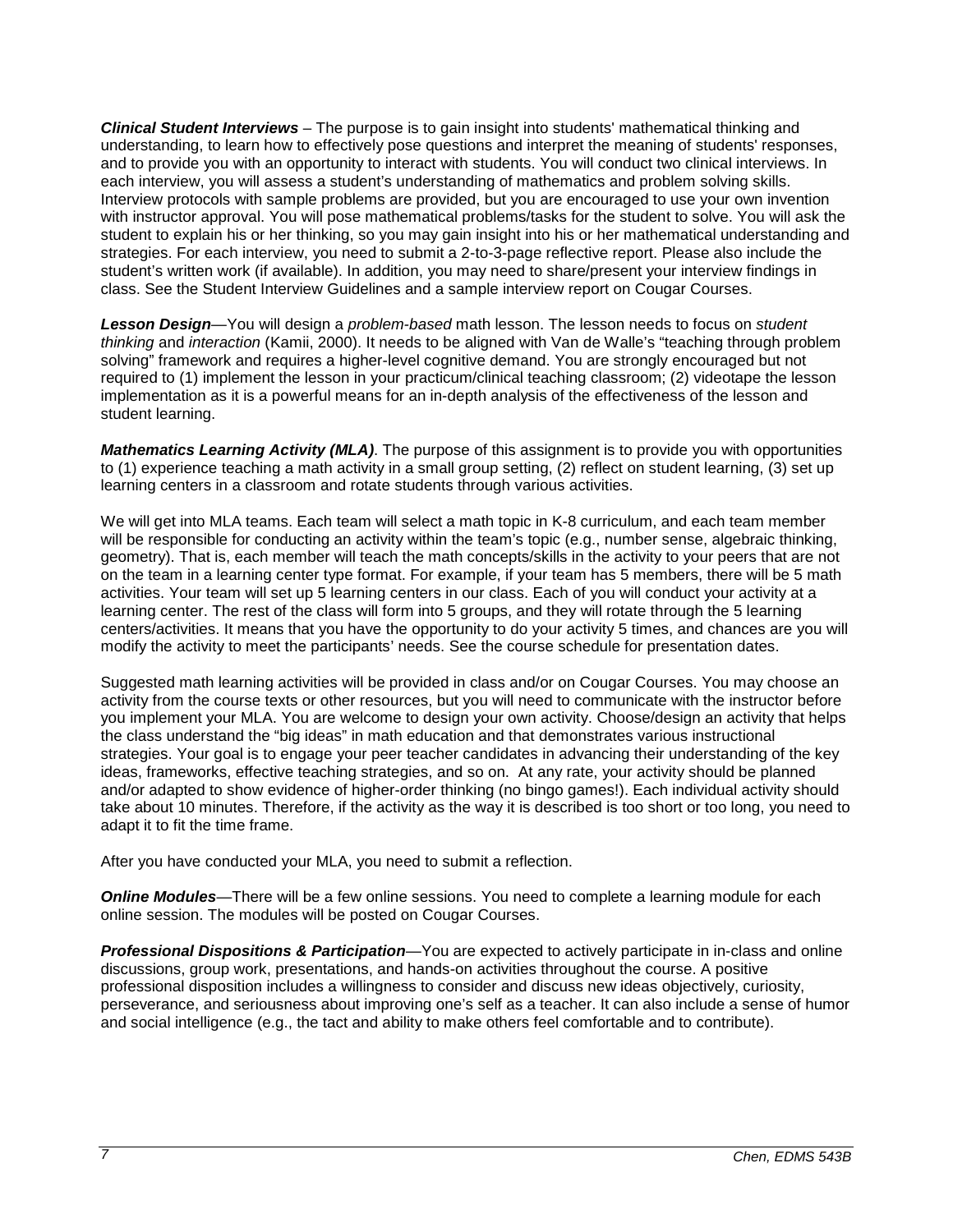***Clinical Student Interviews*** – The purpose is to gain insight into students' mathematical thinking and understanding, to learn how to effectively pose questions and interpret the meaning of students' responses, and to provide you with an opportunity to interact with students. You will conduct two clinical interviews. In each interview, you will assess a student's understanding of mathematics and problem solving skills. Interview protocols with sample problems are provided, but you are encouraged to use your own invention with instructor approval. You will pose mathematical problems/tasks for the student to solve. You will ask the student to explain his or her thinking, so you may gain insight into his or her mathematical understanding and strategies. For each interview, you need to submit a 2-to-3-page reflective report. Please also include the student's written work (if available). In addition, you may need to share/present your interview findings in class. See the Student Interview Guidelines and a sample interview report on Cougar Courses.

***Lesson Design***—You will design a *problem-based* math lesson. The lesson needs to focus on *student thinking* and *interaction* (Kamii, 2000). It needs to be aligned with Van de Walle's "teaching through problem solving" framework and requires a higher-level cognitive demand. You are strongly encouraged but not required to (1) implement the lesson in your practicum/clinical teaching classroom; (2) videotape the lesson implementation as it is a powerful means for an in-depth analysis of the effectiveness of the lesson and student learning.

***Mathematics Learning Activity (MLA)***. The purpose of this assignment is to provide you with opportunities to (1) experience teaching a math activity in a small group setting, (2) reflect on student learning, (3) set up learning centers in a classroom and rotate students through various activities.

We will get into MLA teams. Each team will select a math topic in K-8 curriculum, and each team member will be responsible for conducting an activity within the team's topic (e.g., number sense, algebraic thinking, geometry). That is, each member will teach the math concepts/skills in the activity to your peers that are not on the team in a learning center type format. For example, if your team has 5 members, there will be 5 math activities. Your team will set up 5 learning centers in our class. Each of you will conduct your activity at a learning center. The rest of the class will form into 5 groups, and they will rotate through the 5 learning centers/activities. It means that you have the opportunity to do your activity 5 times, and chances are you will modify the activity to meet the participants' needs. See the course schedule for presentation dates.

Suggested math learning activities will be provided in class and/or on Cougar Courses. You may choose an activity from the course texts or other resources, but you will need to communicate with the instructor before you implement your MLA. You are welcome to design your own activity. Choose/design an activity that helps the class understand the "big ideas" in math education and that demonstrates various instructional strategies. Your goal is to engage your peer teacher candidates in advancing their understanding of the key ideas, frameworks, effective teaching strategies, and so on. At any rate, your activity should be planned and/or adapted to show evidence of higher-order thinking (no bingo games!). Each individual activity should take about 10 minutes. Therefore, if the activity as the way it is described is too short or too long, you need to adapt it to fit the time frame.

After you have conducted your MLA, you need to submit a reflection.

***Online Modules***—There will be a few online sessions. You need to complete a learning module for each online session. The modules will be posted on Cougar Courses.

***Professional Dispositions & Participation***—You are expected to actively participate in in-class and online discussions, group work, presentations, and hands-on activities throughout the course. A positive professional disposition includes a willingness to consider and discuss new ideas objectively, curiosity, perseverance, and seriousness about improving one's self as a teacher. It can also include a sense of humor and social intelligence (e.g., the tact and ability to make others feel comfortable and to contribute).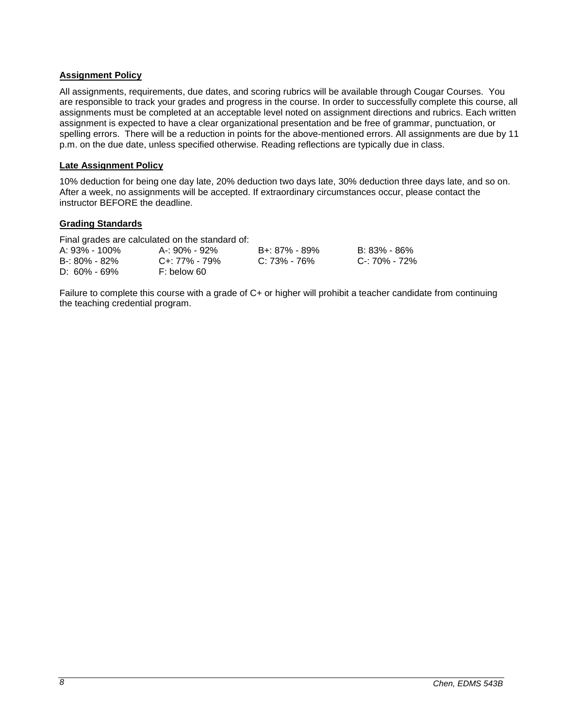**Assignment Policy**

All assignments, requirements, due dates, and scoring rubrics will be available through Cougar Courses. You are responsible to track your grades and progress in the course. In order to successfully complete this course, all assignments must be completed at an acceptable level noted on assignment directions and rubrics. Each written assignment is expected to have a clear organizational presentation and be free of grammar, punctuation, or spelling errors. There will be a reduction in points for the above-mentioned errors. All assignments are due by 11 p.m. on the due date, unless specified otherwise. Reading reflections are typically due in class.

**Late Assignment Policy**

10% deduction for being one day late, 20% deduction two days late, 30% deduction three days late, and so on. After a week, no assignments will be accepted. If extraordinary circumstances occur, please contact the instructor BEFORE the deadline.

**Grading Standards**

Final grades are calculated on the standard of:

| | | | |
|---|---|---|---|
| A: 93% - 100% | A-: 90% - 92% | B+: 87% - 89% | B: 83% - 86% |
| B-: 80% - 82% | C+: 77% - 79% | C: 73% - 76% | C-: 70% - 72% |
| D: 60% - 69% | F: below 60 | | |

Failure to complete this course with a grade of C+ or higher will prohibit a teacher candidate from continuing the teaching credential program.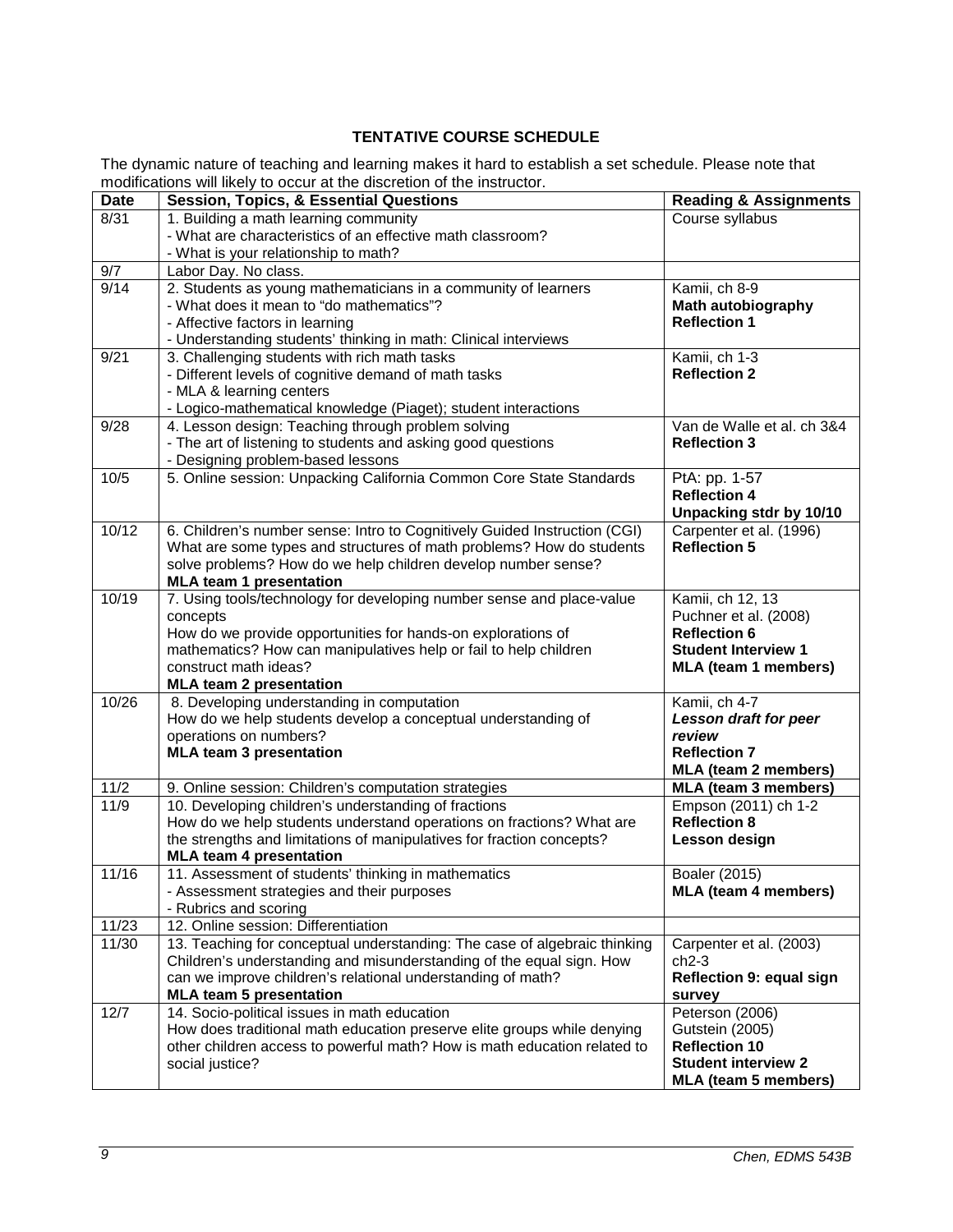**TENTATIVE COURSE SCHEDULE**

The dynamic nature of teaching and learning makes it hard to establish a set schedule. Please note that modifications will likely to occur at the discretion of the instructor.

| Date | Session, Topics, & Essential Questions | Reading & Assignments |
|---|---|---|
| 8/31 | 1. Building a math learning community<br>- What are characteristics of an effective math classroom?<br>- What is your relationship to math? | Course syllabus |
| 9/7 | Labor Day. No class. | |
| 9/14 | 2. Students as young mathematicians in a community of learners<br>- What does it mean to "do mathematics"?<br>- Affective factors in learning<br>- Understanding students' thinking in math: Clinical interviews | Kamii, ch 8-9<br>**Math autobiography**<br>**Reflection 1** |
| 9/21 | 3. Challenging students with rich math tasks<br>- Different levels of cognitive demand of math tasks<br>- MLA & learning centers<br>- Logico-mathematical knowledge (Piaget); student interactions | Kamii, ch 1-3<br>**Reflection 2** |
| 9/28 | 4. Lesson design: Teaching through problem solving<br>- The art of listening to students and asking good questions<br>- Designing problem-based lessons | Van de Walle et al. ch 3&4<br>**Reflection 3** |
| 10/5 | 5. Online session: Unpacking California Common Core State Standards | PtA: pp. 1-57<br>**Reflection 4**<br>**Unpacking stdr by 10/10** |
| 10/12 | 6. Children's number sense: Intro to Cognitively Guided Instruction (CGI)<br>What are some types and structures of math problems? How do students solve problems? How do we help children develop number sense?<br>**MLA team 1 presentation** | Carpenter et al. (1996)<br>**Reflection 5** |
| 10/19 | 7. Using tools/technology for developing number sense and place-value concepts<br>How do we provide opportunities for hands-on explorations of mathematics? How can manipulatives help or fail to help children construct math ideas?<br>**MLA team 2 presentation** | Kamii, ch 12, 13<br>Puchner et al. (2008)<br>**Reflection 6**<br>**Student Interview 1**<br>**MLA (team 1 members)** |
| 10/26 | 8. Developing understanding in computation<br>How do we help students develop a conceptual understanding of operations on numbers?<br>**MLA team 3 presentation** | Kamii, ch 4-7<br>***Lesson draft for peer review***<br>**Reflection 7**<br>**MLA (team 2 members)** |
| 11/2 | 9. Online session: Children's computation strategies | **MLA (team 3 members)** |
| 11/9 | 10. Developing children's understanding of fractions<br>How do we help students understand operations on fractions? What are the strengths and limitations of manipulatives for fraction concepts?<br>**MLA team 4 presentation** | Empson (2011) ch 1-2<br>**Reflection 8**<br>**Lesson design** |
| 11/16 | 11. Assessment of students' thinking in mathematics<br>- Assessment strategies and their purposes<br>- Rubrics and scoring | Boaler (2015)<br>**MLA (team 4 members)** |
| 11/23 | 12. Online session: Differentiation | |
| 11/30 | 13. Teaching for conceptual understanding: The case of algebraic thinking<br>Children's understanding and misunderstanding of the equal sign. How can we improve children's relational understanding of math?<br>**MLA team 5 presentation** | Carpenter et al. (2003) ch2-3<br>**Reflection 9: equal sign survey** |
| 12/7 | 14. Socio-political issues in math education<br>How does traditional math education preserve elite groups while denying other children access to powerful math? How is math education related to social justice? | Peterson (2006)<br>Gutstein (2005)<br>**Reflection 10**<br>**Student interview 2**<br>**MLA (team 5 members)** |